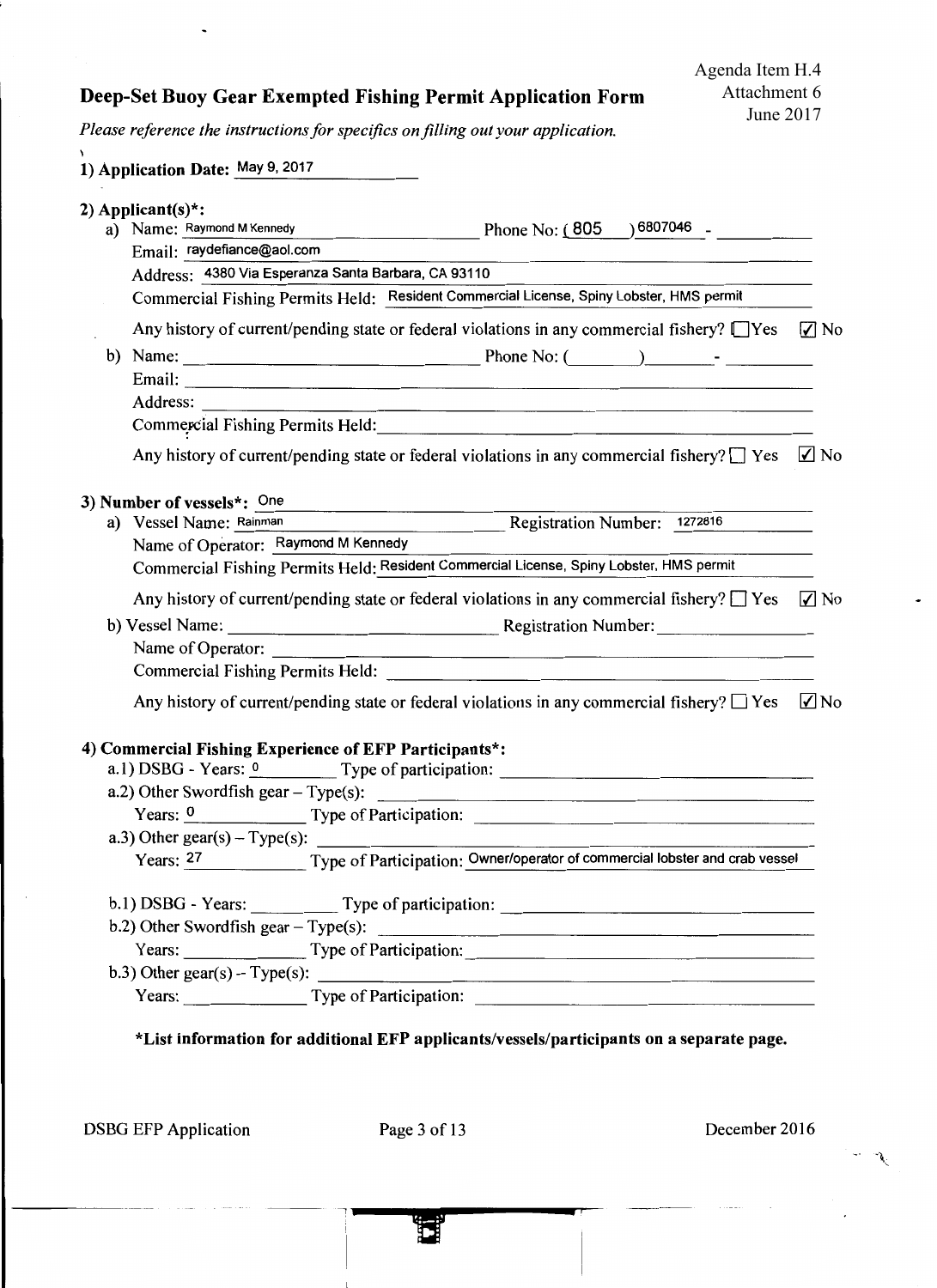Agenda Item H.4
Attachment 6
June 2017

# Deep-Set Buoy Gear Exempted Fishing Permit Application Form

*Please reference the instructions for specifics on filling out your application.*

**1) Application Date:** May 9, 2017

**2) Applicant(s)*:**

a) Name: Raymond M Kennedy Phone No: (805) 6807046 -
Email: raydefiance@aol.com
Address: 4380 Via Esperanza Santa Barbara, CA 93110
Commercial Fishing Permits Held: Resident Commercial License, Spiny Lobster, HMS permit

Any history of current/pending state or federal violations in any commercial fishery? ☐ Yes ☑ No

b) Name: Phone No: ( ) -
Email:
Address:
Commercial Fishing Permits Held:

Any history of current/pending state or federal violations in any commercial fishery? ☐ Yes ☑ No

**3) Number of vessels*:** One

a) Vessel Name: Rainman Registration Number: 1272816
Name of Operator: Raymond M Kennedy
Commercial Fishing Permits Held: Resident Commercial License, Spiny Lobster, HMS permit

Any history of current/pending state or federal violations in any commercial fishery? ☐ Yes ☑ No

b) Vessel Name: Registration Number:
Name of Operator:
Commercial Fishing Permits Held:

Any history of current/pending state or federal violations in any commercial fishery? ☐ Yes ☑ No

**4) Commercial Fishing Experience of EFP Participants*:**

a.1) DSBG - Years: 0 Type of participation:
a.2) Other Swordfish gear – Type(s):
Years: 0 Type of Participation:
a.3) Other gear(s) – Type(s):
Years: 27 Type of Participation: Owner/operator of commercial lobster and crab vessel

b.1) DSBG - Years: Type of participation:
b.2) Other Swordfish gear – Type(s):
Years: Type of Participation:
b.3) Other gear(s) – Type(s):
Years: Type of Participation:

**\*List information for additional EFP applicants/vessels/participants on a separate page.**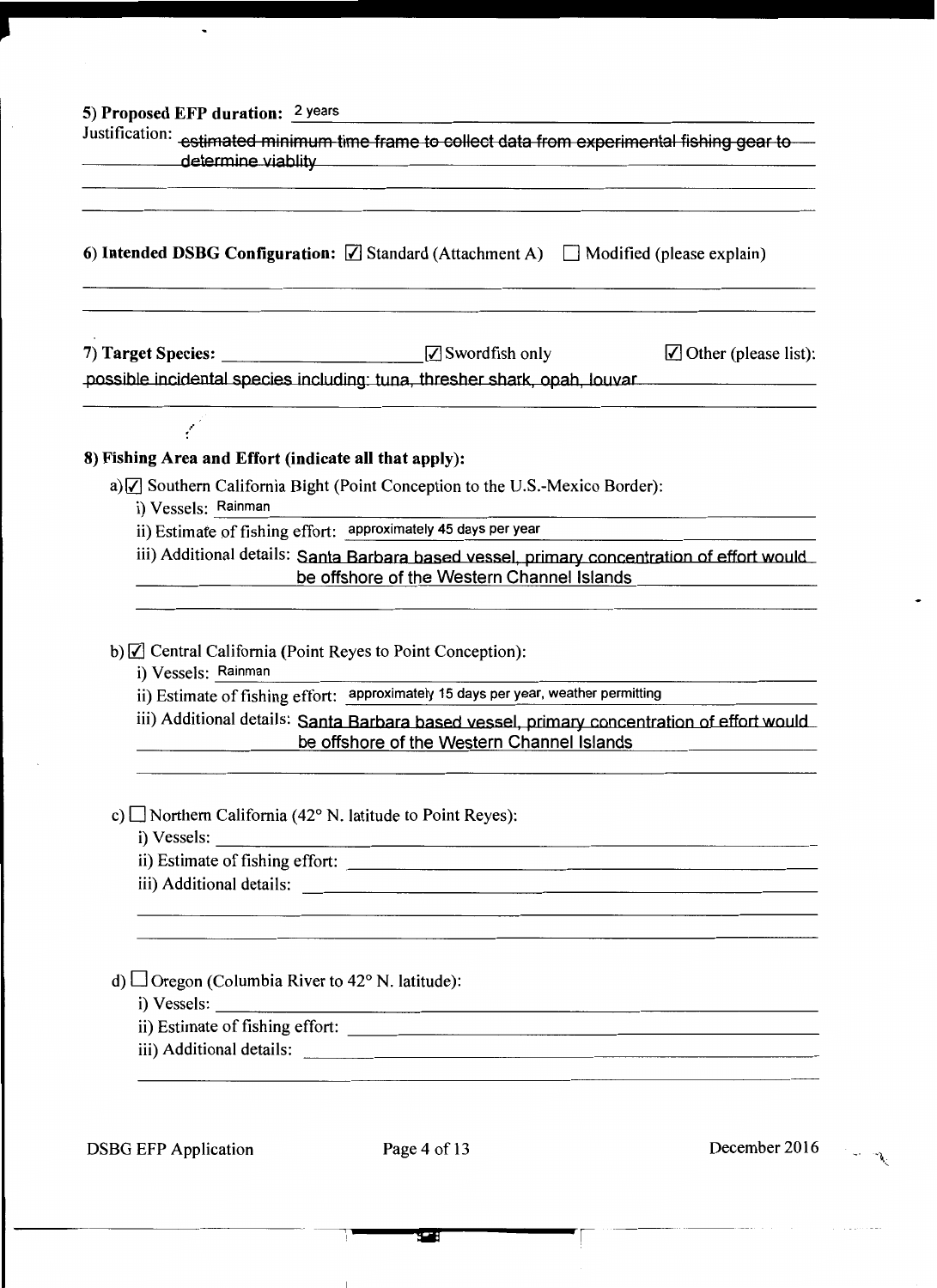**5) Proposed EFP duration:** 2 years

Justification: estimated minimum time frame to collect data from experimental fishing gear to determine viablity

**6) Intended DSBG Configuration:** ☑ Standard (Attachment A) ☐ Modified (please explain)

**7) Target Species:** ☑ Swordfish only ☑ Other (please list):

possible incidental species including: tuna, thresher shark, opah, louvar

**8) Fishing Area and Effort (indicate all that apply):**

a) ☑ Southern California Bight (Point Conception to the U.S.-Mexico Border):

- i) Vessels: Rainman
- ii) Estimate of fishing effort: approximately 45 days per year
- iii) Additional details: Santa Barbara based vessel, primary concentration of effort would be offshore of the Western Channel Islands

b) ☑ Central California (Point Reyes to Point Conception):

- i) Vessels: Rainman
- ii) Estimate of fishing effort: approximately 15 days per year, weather permitting
- iii) Additional details: Santa Barbara based vessel, primary concentration of effort would be offshore of the Western Channel Islands

c) ☐ Northern California (42° N. latitude to Point Reyes):

- i) Vessels:
- ii) Estimate of fishing effort:
- iii) Additional details:

d) ☐ Oregon (Columbia River to 42° N. latitude):

- i) Vessels:
- ii) Estimate of fishing effort:
- iii) Additional details: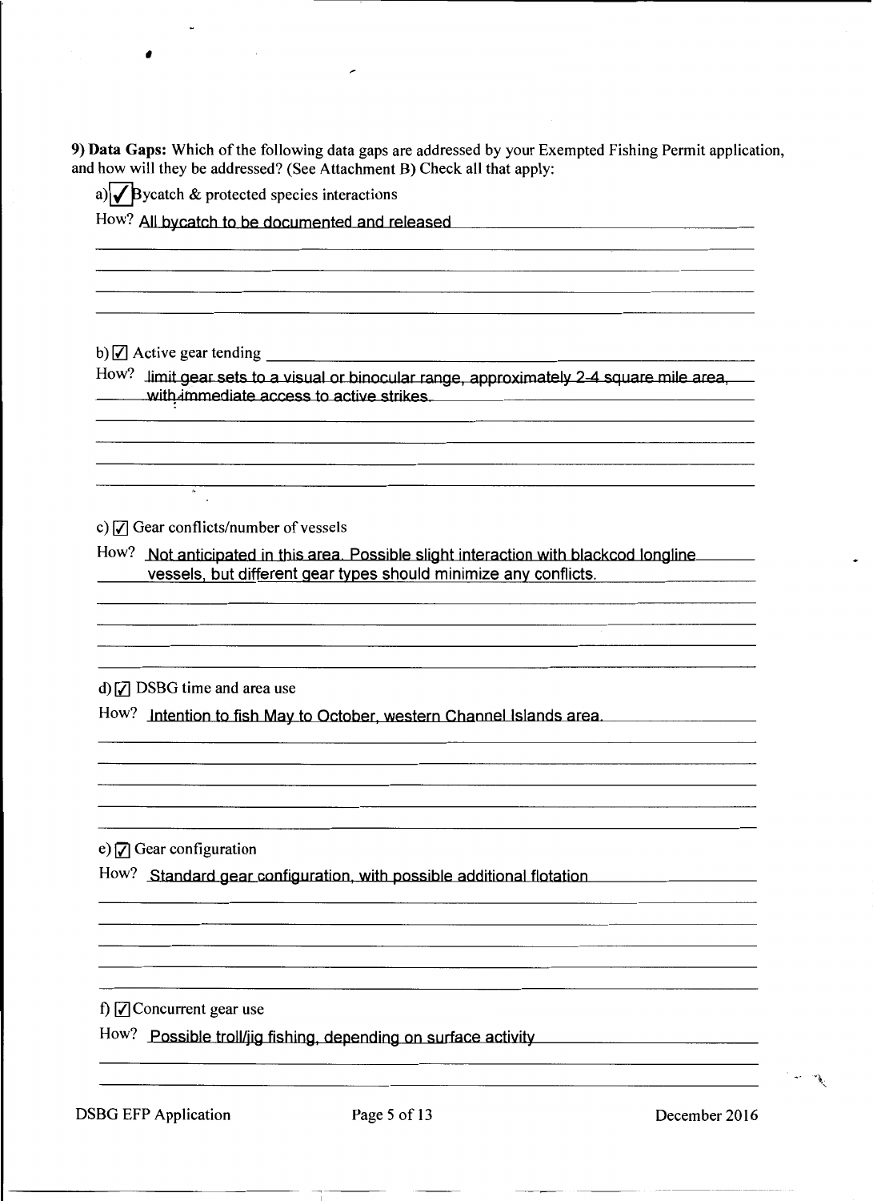**9) Data Gaps:** Which of the following data gaps are addressed by your Exempted Fishing Permit application, and how will they be addressed? (See Attachment B) Check all that apply:

a) ☑ Bycatch & protected species interactions

How? All bycatch to be documented and released

b) ☑ Active gear tending

How? limit gear sets to a visual or binocular range, approximately 2-4 square mile area, with immediate access to active strikes.

c) ☑ Gear conflicts/number of vessels

How? Not anticipated in this area. Possible slight interaction with blackcod longline vessels, but different gear types should minimize any conflicts.

d) ☑ DSBG time and area use

How? Intention to fish May to October, western Channel Islands area.

e) ☑ Gear configuration

How? Standard gear configuration, with possible additional flotation

f) ☑ Concurrent gear use

How? Possible troll/jig fishing, depending on surface activity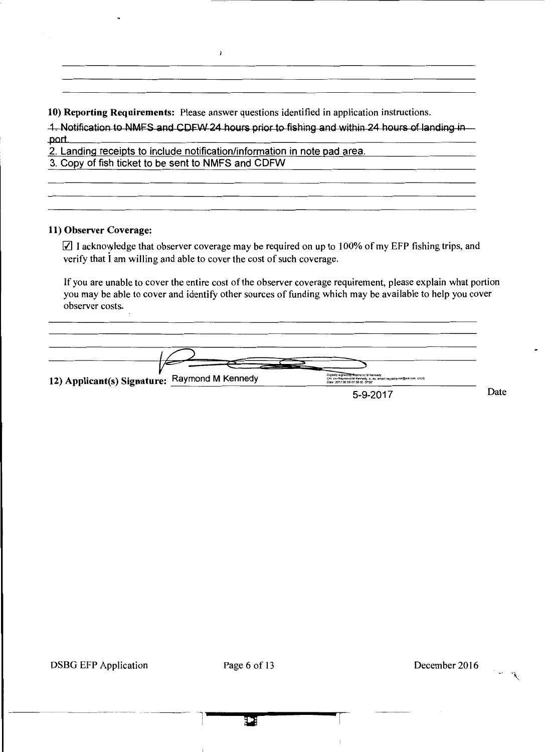**10) Reporting Requirements:** Please answer questions identified in application instructions.

~~1. Notification to NMFS and CDFW 24 hours prior to fishing and within 24 hours of landing in port.~~

2. Landing receipts to include notification/information in note pad area.

3. Copy of fish ticket to be sent to NMFS and CDFW

**11) Observer Coverage:**

☑ I acknowledge that observer coverage may be required on up to 100% of my EFP fishing trips, and verify that I am willing and able to cover the cost of such coverage.

If you are unable to cover the entire cost of the observer coverage requirement, please explain what portion you may be able to cover and identify other sources of funding which may be available to help you cover observer costs.

**12) Applicant(s) Signature:** Raymond M Kennedy

Digitally signed by Raymond M Kennedy
DN: cn=Raymond M Kennedy, o, ou, email=raydefiance@aol.com, c=US
Date: 2017.05.09 07:58:59 -07'00'

5-9-2017 Date